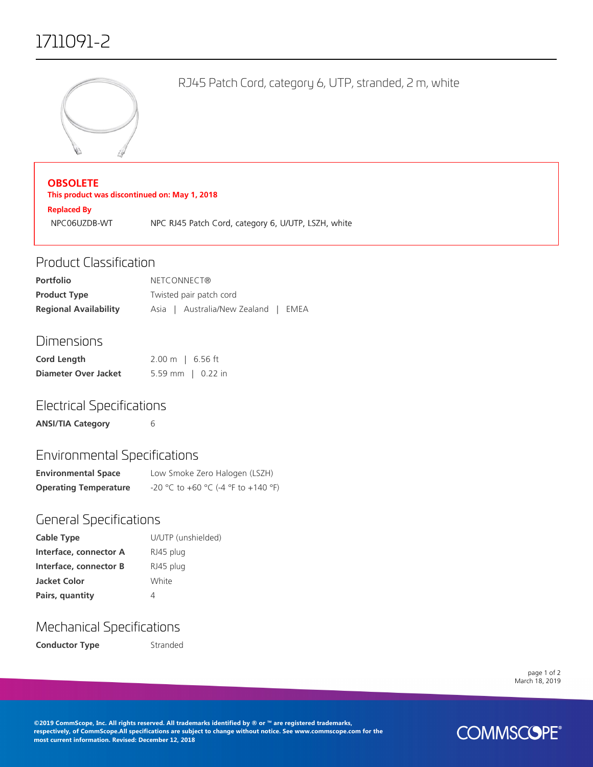# 1711091-2

RJ45 Patch Cord, category 6, UTP, stranded, 2 m, white

**OBSOLETE**

**This product was discontinued on: May 1, 2018**

**Replaced By**

| | |
|---|---|
| NPC06UZDB-WT | NPC RJ45 Patch Cord, category 6, U/UTP, LSZH, white |

## Product Classification

| | |
|---|---|
| **Portfolio** | NETCONNECT® |
| **Product Type** | Twisted pair patch cord |
| **Regional Availability** | Asia \| Australia/New Zealand \| EMEA |

## Dimensions

| | |
|---|---|
| **Cord Length** | 2.00 m \| 6.56 ft |
| **Diameter Over Jacket** | 5.59 mm \| 0.22 in |

## Electrical Specifications

| | |
|---|---|
| **ANSI/TIA Category** | 6 |

## Environmental Specifications

| | |
|---|---|
| **Environmental Space** | Low Smoke Zero Halogen (LSZH) |
| **Operating Temperature** | -20 °C to +60 °C (-4 °F to +140 °F) |

## General Specifications

| | |
|---|---|
| **Cable Type** | U/UTP (unshielded) |
| **Interface, connector A** | RJ45 plug |
| **Interface, connector B** | RJ45 plug |
| **Jacket Color** | White |
| **Pairs, quantity** | 4 |

## Mechanical Specifications

| | |
|---|---|
| **Conductor Type** | Stranded |

March 18, 2019

**©2019 CommScope, Inc. All rights reserved. All trademarks identified by ® or ™ are registered trademarks, respectively, of CommScope.All specifications are subject to change without notice. See www.commscope.com for the most current information. Revised: December 12, 2018**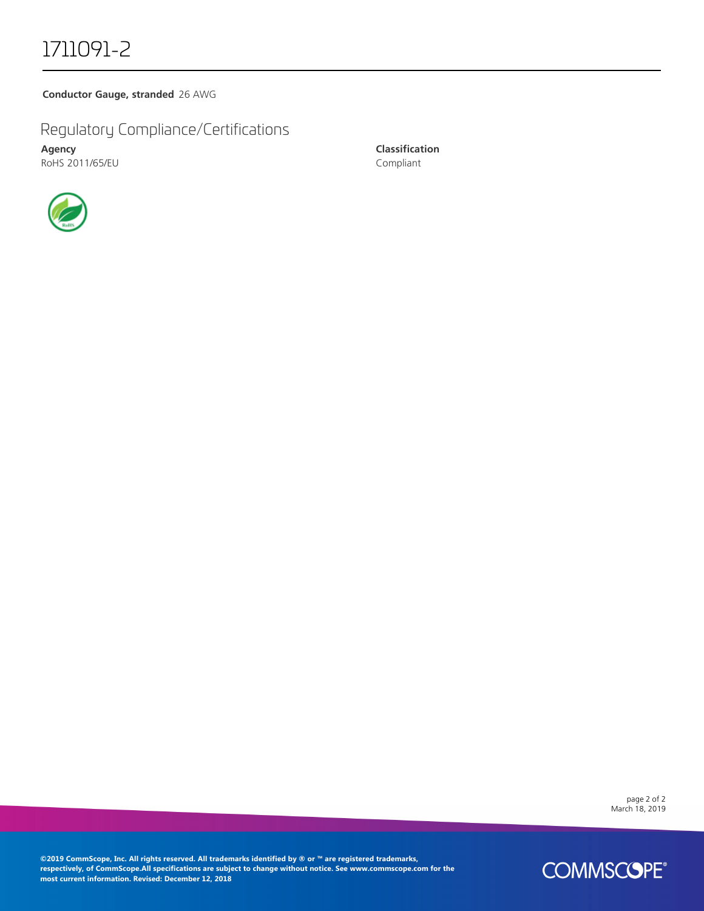**Conductor Gauge, stranded** 26 AWG

## Regulatory Compliance/Certifications

| Agency | Classification |
| --- | --- |
| RoHS 2011/65/EU | Compliant |

**©2019 CommScope, Inc. All rights reserved. All trademarks identified by ® or ™ are registered trademarks, respectively, of CommScope.All specifications are subject to change without notice. See www.commscope.com for the most current information. Revised: December 12, 2018**